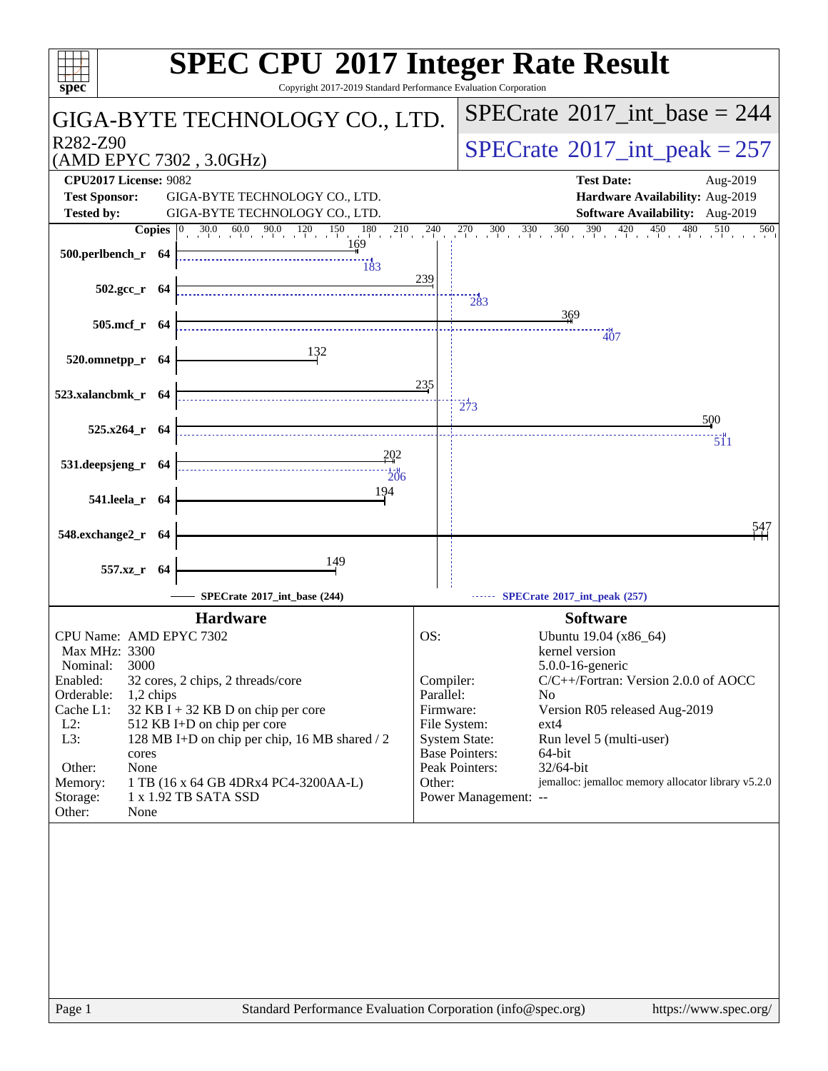# SPEC CPU 2017 Integer Rate Result

Copyright 2017-2019 Standard Performance Evaluation Corporation

## GIGA-BYTE TECHNOLOGY CO., LTD.

R282-Z90
(AMD EPYC 7302 , 3.0GHz)

SPECrate 2017_int_base = 244

SPECrate 2017_int_peak = 257

| | | | |
|---|---|---|---|
| **CPU2017 License:** 9082 | | **Test Date:** | Aug-2019 |
| **Test Sponsor:** | GIGA-BYTE TECHNOLOGY CO., LTD. | **Hardware Availability:** | Aug-2019 |
| **Tested by:** | GIGA-BYTE TECHNOLOGY CO., LTD. | **Software Availability:** | Aug-2019 |

| Benchmark | Copies | Base | Peak |
|---|---|---|---|
| 500.perlbench_r | 64 | 169 | 183 |
| 502.gcc_r | 64 | 239 | 283 |
| 505.mcf_r | 64 | 369 | 407 |
| 520.omnetpp_r | 64 | 132 | |
| 523.xalancbmk_r | 64 | 235 | 273 |
| 525.x264_r | 64 | 500 | 511 |
| 531.deepsjeng_r | 64 | 202 | 206 |
| 541.leela_r | 64 | 194 | |
| 548.exchange2_r | 64 | 547 | |
| 557.xz_r | 64 | 149 | |

SPECrate 2017_int_base (244) — SPECrate 2017_int_peak (257)

### Hardware

| | |
|---|---|
| CPU Name: | AMD EPYC 7302 |
| Max MHz: | 3300 |
| Nominal: | 3000 |
| Enabled: | 32 cores, 2 chips, 2 threads/core |
| Orderable: | 1,2 chips |
| Cache L1: | 32 KB I + 32 KB D on chip per core |
| L2: | 512 KB I+D on chip per core |
| L3: | 128 MB I+D on chip per chip, 16 MB shared / 2 cores |
| Other: | None |
| Memory: | 1 TB (16 x 64 GB 4DRx4 PC4-3200AA-L) |
| Storage: | 1 x 1.92 TB SATA SSD |
| Other: | None |

### Software

| | |
|---|---|
| OS: | Ubuntu 19.04 (x86_64) kernel version 5.0.0-16-generic |
| Compiler: | C/C++/Fortran: Version 2.0.0 of AOCC |
| Parallel: | No |
| Firmware: | Version R05 released Aug-2019 |
| File System: | ext4 |
| System State: | Run level 5 (multi-user) |
| Base Pointers: | 64-bit |
| Peak Pointers: | 32/64-bit |
| Other: | jemalloc: jemalloc memory allocator library v5.2.0 |
| Power Management: | -- |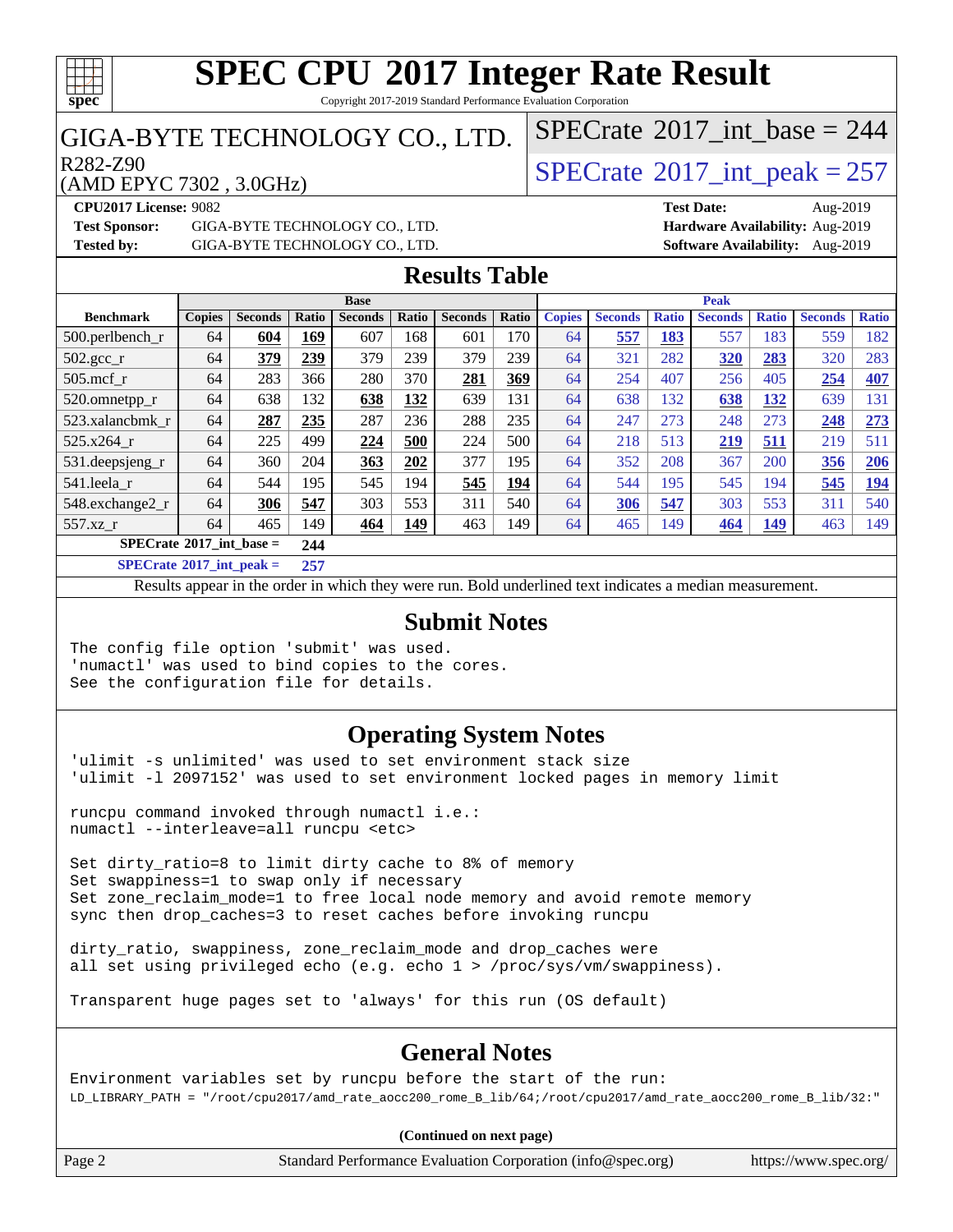# SPEC CPU 2017 Integer Rate Result

Copyright 2017-2019 Standard Performance Evaluation Corporation

## GIGA-BYTE TECHNOLOGY CO., LTD.

R282-Z90
(AMD EPYC 7302 , 3.0GHz)

SPECrate 2017_int_base = 244

SPECrate 2017_int_peak = 257

**CPU2017 License:** 9082
**Test Sponsor:** GIGA-BYTE TECHNOLOGY CO., LTD.
**Tested by:** GIGA-BYTE TECHNOLOGY CO., LTD.
**Test Date:** Aug-2019
**Hardware Availability:** Aug-2019
**Software Availability:** Aug-2019

## Results Table

| Benchmark | Base | | | | | | | Peak | | | | | | |
|---|---|---|---|---|---|---|---|---|---|---|---|---|---|---|
| | Copies | Seconds | Ratio | Seconds | Ratio | Seconds | Ratio | Copies | Seconds | Ratio | Seconds | Ratio | Seconds | Ratio |
| 500.perlbench_r | 64 | **604** | **169** | 607 | 168 | 601 | 170 | 64 | **557** | **183** | 557 | 183 | 559 | 182 |
| 502.gcc_r | 64 | **379** | **239** | 379 | 239 | 379 | 239 | 64 | 321 | 282 | **320** | **283** | 320 | 283 |
| 505.mcf_r | 64 | 283 | 366 | 280 | 370 | **281** | **369** | 64 | 254 | 407 | 256 | 405 | **254** | **407** |
| 520.omnetpp_r | 64 | 638 | 132 | **638** | **132** | 639 | 131 | 64 | 638 | 132 | **638** | **132** | 639 | 131 |
| 523.xalancbmk_r | 64 | **287** | **235** | 287 | 236 | 288 | 235 | 64 | 247 | 273 | 248 | 273 | **248** | **273** |
| 525.x264_r | 64 | 225 | 499 | **224** | **500** | 224 | 500 | 64 | 218 | 513 | **219** | **511** | 219 | 511 |
| 531.deepsjeng_r | 64 | 360 | 204 | **363** | **202** | 377 | 195 | 64 | 352 | 208 | 367 | 200 | **356** | **206** |
| 541.leela_r | 64 | 544 | 195 | 545 | 194 | **545** | **194** | 64 | 544 | 195 | 545 | 194 | **545** | **194** |
| 548.exchange2_r | 64 | **306** | **547** | 303 | 553 | 311 | 540 | 64 | **306** | **547** | 303 | 553 | 311 | 540 |
| 557.xz_r | 64 | 465 | 149 | **464** | **149** | 463 | 149 | 64 | 465 | 149 | **464** | **149** | 463 | 149 |

SPECrate 2017_int_base = **244**

SPECrate 2017_int_peak = **257**

Results appear in the order in which they were run. Bold underlined text indicates a median measurement.

## Submit Notes

```
The config file option 'submit' was used.
'numactl' was used to bind copies to the cores.
See the configuration file for details.
```

## Operating System Notes

```
'ulimit -s unlimited' was used to set environment stack size
'ulimit -l 2097152' was used to set environment locked pages in memory limit

runcpu command invoked through numactl i.e.:
numactl --interleave=all runcpu <etc>

Set dirty_ratio=8 to limit dirty cache to 8% of memory
Set swappiness=1 to swap only if necessary
Set zone_reclaim_mode=1 to free local node memory and avoid remote memory
sync then drop_caches=3 to reset caches before invoking runcpu

dirty_ratio, swappiness, zone_reclaim_mode and drop_caches were
all set using privileged echo (e.g. echo 1 > /proc/sys/vm/swappiness).

Transparent huge pages set to 'always' for this run (OS default)
```

## General Notes

```
Environment variables set by runcpu before the start of the run:
LD_LIBRARY_PATH = "/root/cpu2017/amd_rate_aocc200_rome_B_lib/64;/root/cpu2017/amd_rate_aocc200_rome_B_lib/32:"
```

**(Continued on next page)**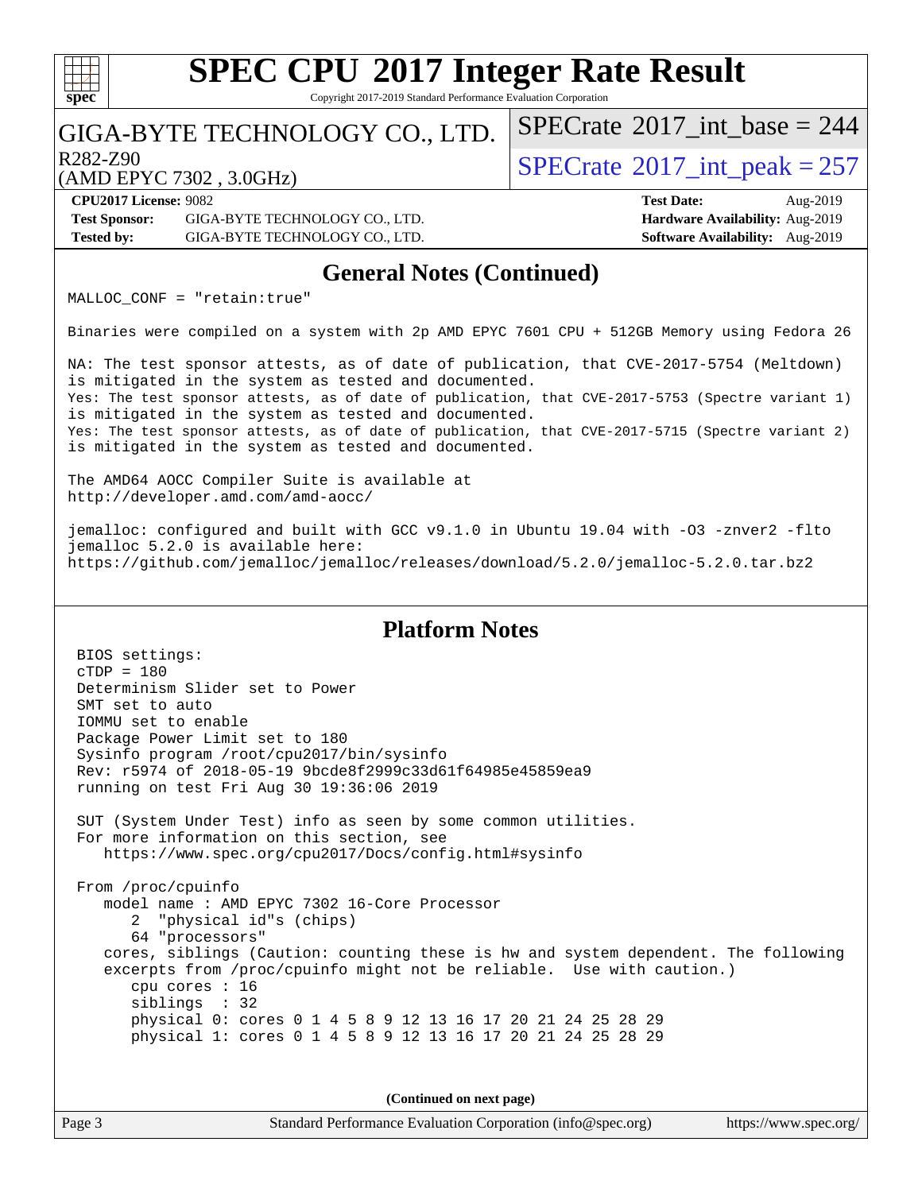# SPEC CPU 2017 Integer Rate Result

Copyright 2017-2019 Standard Performance Evaluation Corporation

GIGA-BYTE TECHNOLOGY CO., LTD.

R282-Z90

(AMD EPYC 7302 , 3.0GHz)

SPECrate 2017_int_base = 244

SPECrate 2017_int_peak = 257

**CPU2017 License:** 9082
**Test Sponsor:** GIGA-BYTE TECHNOLOGY CO., LTD.
**Tested by:** GIGA-BYTE TECHNOLOGY CO., LTD.

**Test Date:** Aug-2019
**Hardware Availability:** Aug-2019
**Software Availability:** Aug-2019

## General Notes (Continued)

```
MALLOC_CONF = "retain:true"

Binaries were compiled on a system with 2p AMD EPYC 7601 CPU + 512GB Memory using Fedora 26

NA: The test sponsor attests, as of date of publication, that CVE-2017-5754 (Meltdown)
is mitigated in the system as tested and documented.
Yes: The test sponsor attests, as of date of publication, that CVE-2017-5753 (Spectre variant 1)
is mitigated in the system as tested and documented.
Yes: The test sponsor attests, as of date of publication, that CVE-2017-5715 (Spectre variant 2)
is mitigated in the system as tested and documented.

The AMD64 AOCC Compiler Suite is available at
http://developer.amd.com/amd-aocc/

jemalloc: configured and built with GCC v9.1.0 in Ubuntu 19.04 with -O3 -znver2 -flto
jemalloc 5.2.0 is available here:
https://github.com/jemalloc/jemalloc/releases/download/5.2.0/jemalloc-5.2.0.tar.bz2
```

## Platform Notes

```
BIOS settings:
cTDP = 180
Determinism Slider set to Power
SMT set to auto
IOMMU set to enable
Package Power Limit set to 180
Sysinfo program /root/cpu2017/bin/sysinfo
Rev: r5974 of 2018-05-19 9bcde8f2999c33d61f64985e45859ea9
running on test Fri Aug 30 19:36:06 2019

SUT (System Under Test) info as seen by some common utilities.
For more information on this section, see
   https://www.spec.org/cpu2017/Docs/config.html#sysinfo

From /proc/cpuinfo
   model name : AMD EPYC 7302 16-Core Processor
      2  "physical id"s (chips)
      64 "processors"
   cores, siblings (Caution: counting these is hw and system dependent. The following
   excerpts from /proc/cpuinfo might not be reliable.  Use with caution.)
      cpu cores : 16
      siblings  : 32
      physical 0: cores 0 1 4 5 8 9 12 13 16 17 20 21 24 25 28 29
      physical 1: cores 0 1 4 5 8 9 12 13 16 17 20 21 24 25 28 29
```

(Continued on next page)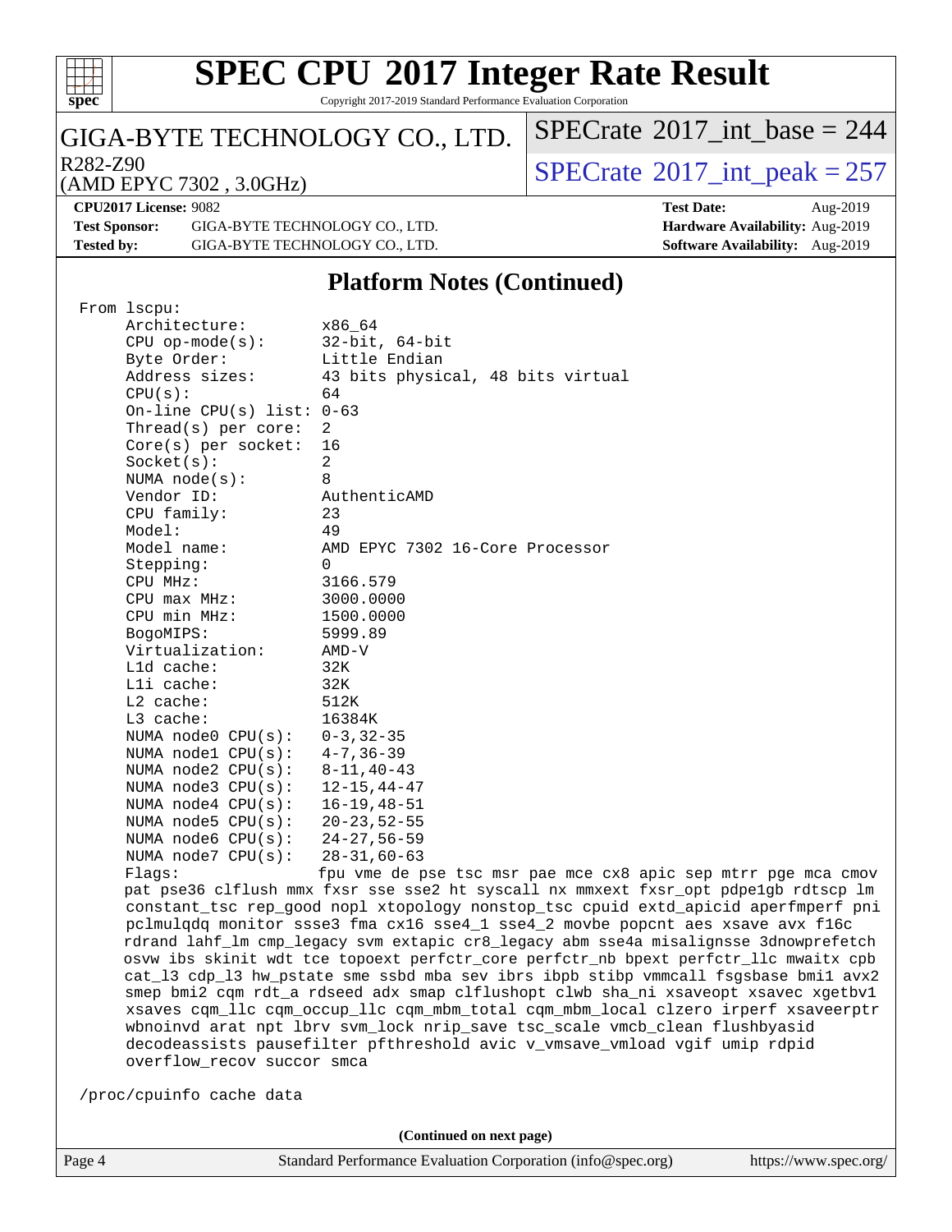# SPEC CPU 2017 Integer Rate Result

Copyright 2017-2019 Standard Performance Evaluation Corporation

**GIGA-BYTE TECHNOLOGY CO., LTD.**

R282-Z90
(AMD EPYC 7302 , 3.0GHz)

SPECrate 2017_int_base = 244

SPECrate 2017_int_peak = 257

| | | | |
|---|---|---|---|
| **CPU2017 License:** | 9082 | **Test Date:** | Aug-2019 |
| **Test Sponsor:** | GIGA-BYTE TECHNOLOGY CO., LTD. | **Hardware Availability:** | Aug-2019 |
| **Tested by:** | GIGA-BYTE TECHNOLOGY CO., LTD. | **Software Availability:** | Aug-2019 |

## Platform Notes (Continued)

```
From lscpu:
     Architecture:        x86_64
     CPU op-mode(s):      32-bit, 64-bit
     Byte Order:          Little Endian
     Address sizes:       43 bits physical, 48 bits virtual
     CPU(s):              64
     On-line CPU(s) list: 0-63
     Thread(s) per core:  2
     Core(s) per socket:  16
     Socket(s):           2
     NUMA node(s):        8
     Vendor ID:           AuthenticAMD
     CPU family:          23
     Model:               49
     Model name:          AMD EPYC 7302 16-Core Processor
     Stepping:            0
     CPU MHz:             3166.579
     CPU max MHz:         3000.0000
     CPU min MHz:         1500.0000
     BogoMIPS:            5999.89
     Virtualization:      AMD-V
     L1d cache:           32K
     L1i cache:           32K
     L2 cache:            512K
     L3 cache:            16384K
     NUMA node0 CPU(s):   0-3,32-35
     NUMA node1 CPU(s):   4-7,36-39
     NUMA node2 CPU(s):   8-11,40-43
     NUMA node3 CPU(s):   12-15,44-47
     NUMA node4 CPU(s):   16-19,48-51
     NUMA node5 CPU(s):   20-23,52-55
     NUMA node6 CPU(s):   24-27,56-59
     NUMA node7 CPU(s):   28-31,60-63
     Flags:               fpu vme de pse tsc msr pae mce cx8 apic sep mtrr pge mca cmov
     pat pse36 clflush mmx fxsr sse sse2 ht syscall nx mmxext fxsr_opt pdpe1gb rdtscp lm
     constant_tsc rep_good nopl xtopology nonstop_tsc cpuid extd_apicid aperfmperf pni
     pclmulqdq monitor ssse3 fma cx16 sse4_1 sse4_2 movbe popcnt aes xsave avx f16c
     rdrand lahf_lm cmp_legacy svm extapic cr8_legacy abm sse4a misalignsse 3dnowprefetch
     osvw ibs skinit wdt tce topoext perfctr_core perfctr_nb bpext perfctr_llc mwaitx cpb
     cat_l3 cdp_l3 hw_pstate sme ssbd mba sev ibrs ibpb stibp vmmcall fsgsbase bmi1 avx2
     smep bmi2 cqm rdt_a rdseed adx smap clflushopt clwb sha_ni xsaveopt xsavec xgetbv1
     xsaves cqm_llc cqm_occup_llc cqm_mbm_total cqm_mbm_local clzero irperf xsaveerptr
     wbnoinvd arat npt lbrv svm_lock nrip_save tsc_scale vmcb_clean flushbyasid
     decodeassists pausefilter pfthreshold avic v_vmsave_vmload vgif umip rdpid
     overflow_recov succor smca

 /proc/cpuinfo cache data
```

**(Continued on next page)**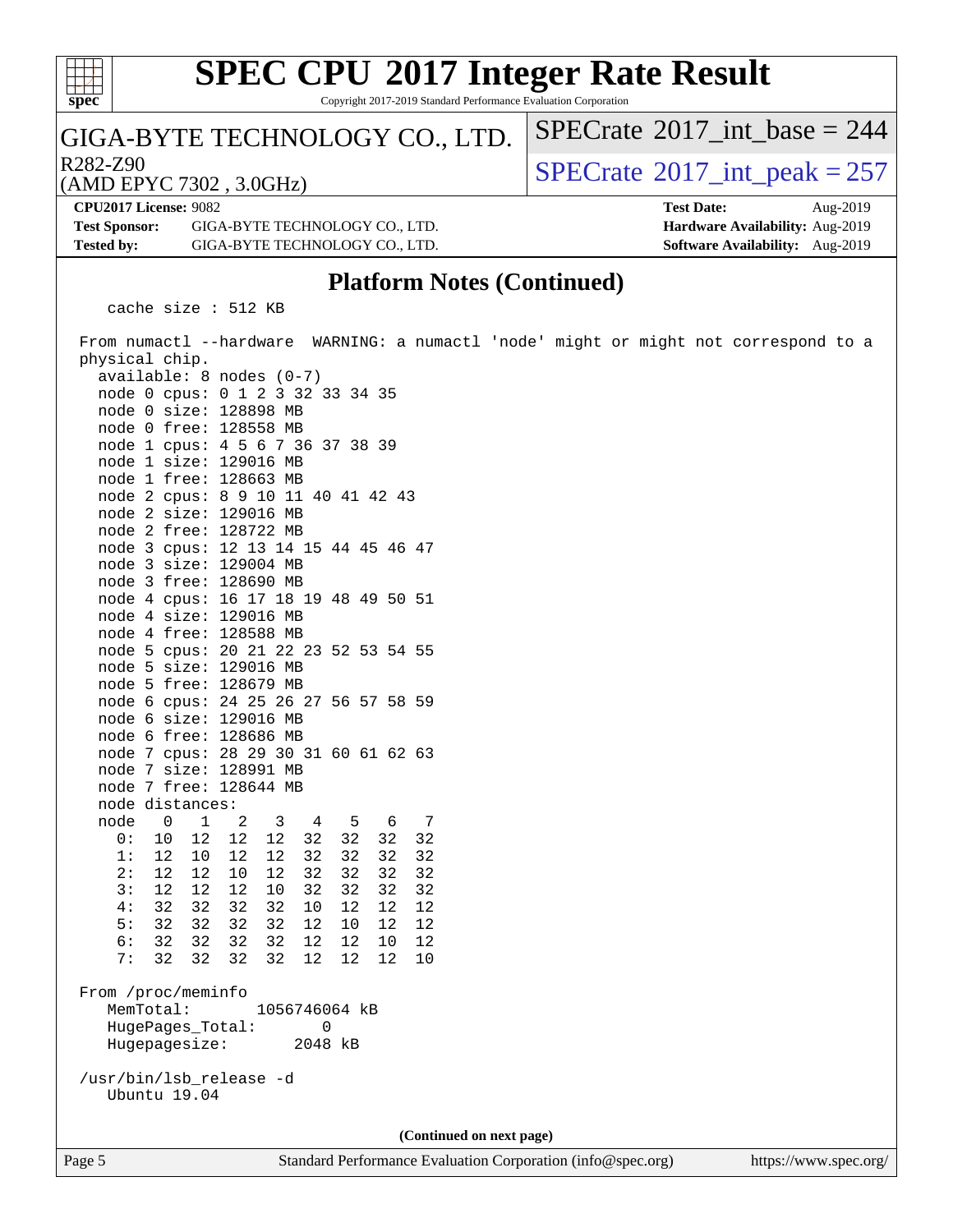## Platform Notes (Continued)

```
   cache size : 512 KB

 From numactl --hardware  WARNING: a numactl 'node' might or might not correspond to a
 physical chip.
   available: 8 nodes (0-7)
   node 0 cpus: 0 1 2 3 32 33 34 35
   node 0 size: 128898 MB
   node 0 free: 128558 MB
   node 1 cpus: 4 5 6 7 36 37 38 39
   node 1 size: 129016 MB
   node 1 free: 128663 MB
   node 2 cpus: 8 9 10 11 40 41 42 43
   node 2 size: 129016 MB
   node 2 free: 128722 MB
   node 3 cpus: 12 13 14 15 44 45 46 47
   node 3 size: 129004 MB
   node 3 free: 128690 MB
   node 4 cpus: 16 17 18 19 48 49 50 51
   node 4 size: 129016 MB
   node 4 free: 128588 MB
   node 5 cpus: 20 21 22 23 52 53 54 55
   node 5 size: 129016 MB
   node 5 free: 128679 MB
   node 6 cpus: 24 25 26 27 56 57 58 59
   node 6 size: 129016 MB
   node 6 free: 128686 MB
   node 7 cpus: 28 29 30 31 60 61 62 63
   node 7 size: 128991 MB
   node 7 free: 128644 MB
   node distances:
   node   0   1   2   3   4   5   6   7
     0:  10  12  12  12  32  32  32  32
     1:  12  10  12  12  32  32  32  32
     2:  12  12  10  12  32  32  32  32
     3:  12  12  12  10  32  32  32  32
     4:  32  32  32  32  10  12  12  12
     5:  32  32  32  32  12  10  12  12
     6:  32  32  32  32  12  12  10  12
     7:  32  32  32  32  12  12  12  10

 From /proc/meminfo
    MemTotal:       1056746064 kB
    HugePages_Total:       0
    Hugepagesize:       2048 kB

 /usr/bin/lsb_release -d
    Ubuntu 19.04
```

(Continued on next page)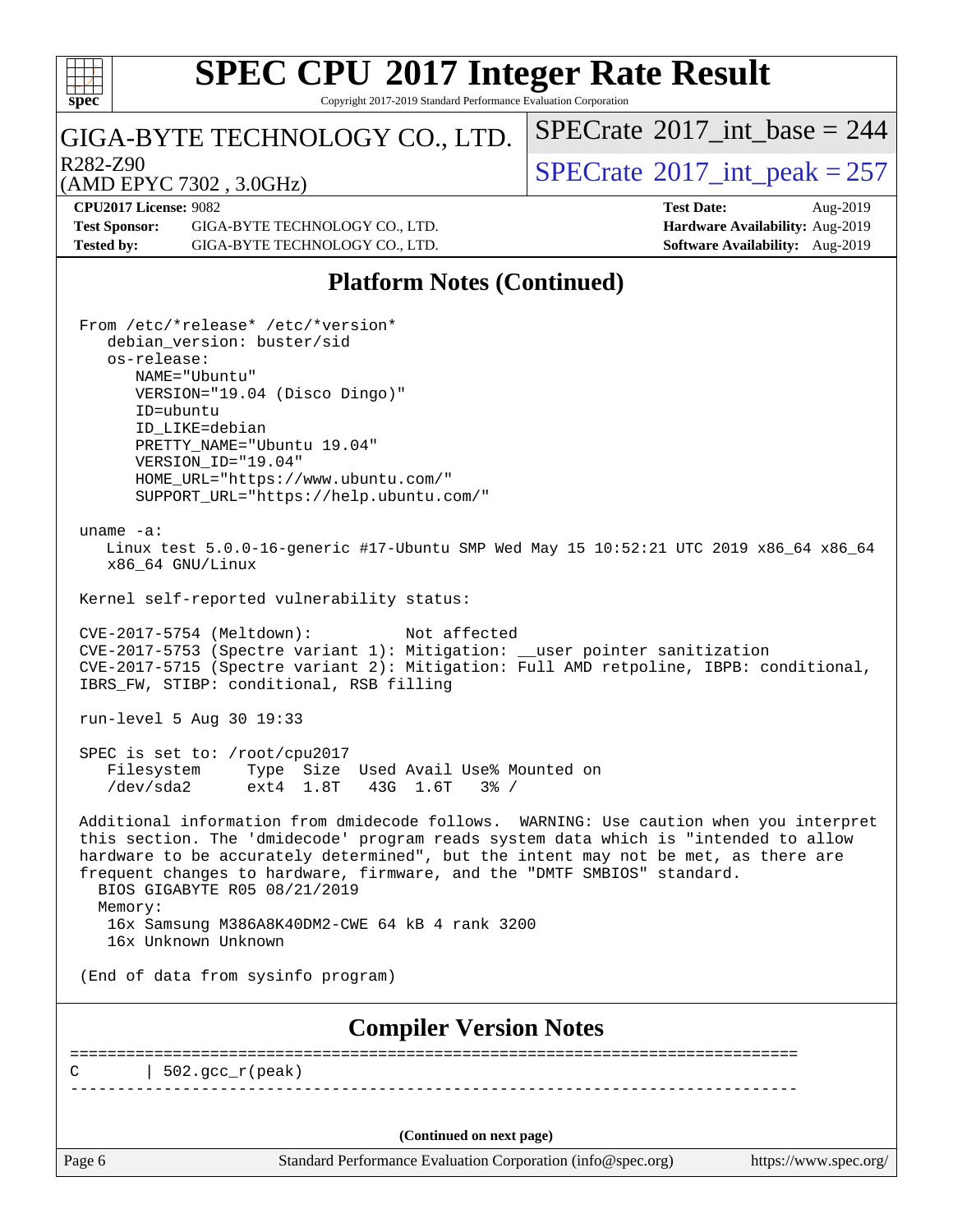# SPEC CPU 2017 Integer Rate Result

Copyright 2017-2019 Standard Performance Evaluation Corporation

GIGA-BYTE TECHNOLOGY CO., LTD.

R282-Z90

(AMD EPYC 7302 , 3.0GHz)

SPECrate 2017_int_base = 244

SPECrate 2017_int_peak = 257

**CPU2017 License:** 9082
**Test Sponsor:** GIGA-BYTE TECHNOLOGY CO., LTD.
**Tested by:** GIGA-BYTE TECHNOLOGY CO., LTD.

**Test Date:** Aug-2019
**Hardware Availability:** Aug-2019
**Software Availability:** Aug-2019

## Platform Notes (Continued)

```
From /etc/*release* /etc/*version*
   debian_version: buster/sid
   os-release:
      NAME="Ubuntu"
      VERSION="19.04 (Disco Dingo)"
      ID=ubuntu
      ID_LIKE=debian
      PRETTY_NAME="Ubuntu 19.04"
      VERSION_ID="19.04"
      HOME_URL="https://www.ubuntu.com/"
      SUPPORT_URL="https://help.ubuntu.com/"

uname -a:
   Linux test 5.0.0-16-generic #17-Ubuntu SMP Wed May 15 10:52:21 UTC 2019 x86_64 x86_64
   x86_64 GNU/Linux

Kernel self-reported vulnerability status:

CVE-2017-5754 (Meltdown):          Not affected
CVE-2017-5753 (Spectre variant 1): Mitigation: __user pointer sanitization
CVE-2017-5715 (Spectre variant 2): Mitigation: Full AMD retpoline, IBPB: conditional,
IBRS_FW, STIBP: conditional, RSB filling

run-level 5 Aug 30 19:33

SPEC is set to: /root/cpu2017
   Filesystem     Type  Size  Used Avail Use% Mounted on
   /dev/sda2      ext4  1.8T   43G  1.6T   3% /

Additional information from dmidecode follows.  WARNING: Use caution when you interpret
this section. The 'dmidecode' program reads system data which is "intended to allow
hardware to be accurately determined", but the intent may not be met, as there are
frequent changes to hardware, firmware, and the "DMTF SMBIOS" standard.
  BIOS GIGABYTE R05 08/21/2019
  Memory:
   16x Samsung M386A8K40DM2-CWE 64 kB 4 rank 3200
   16x Unknown Unknown

(End of data from sysinfo program)
```

## Compiler Version Notes

```
==============================================================================
C       | 502.gcc_r(peak)
------------------------------------------------------------------------------
```

(Continued on next page)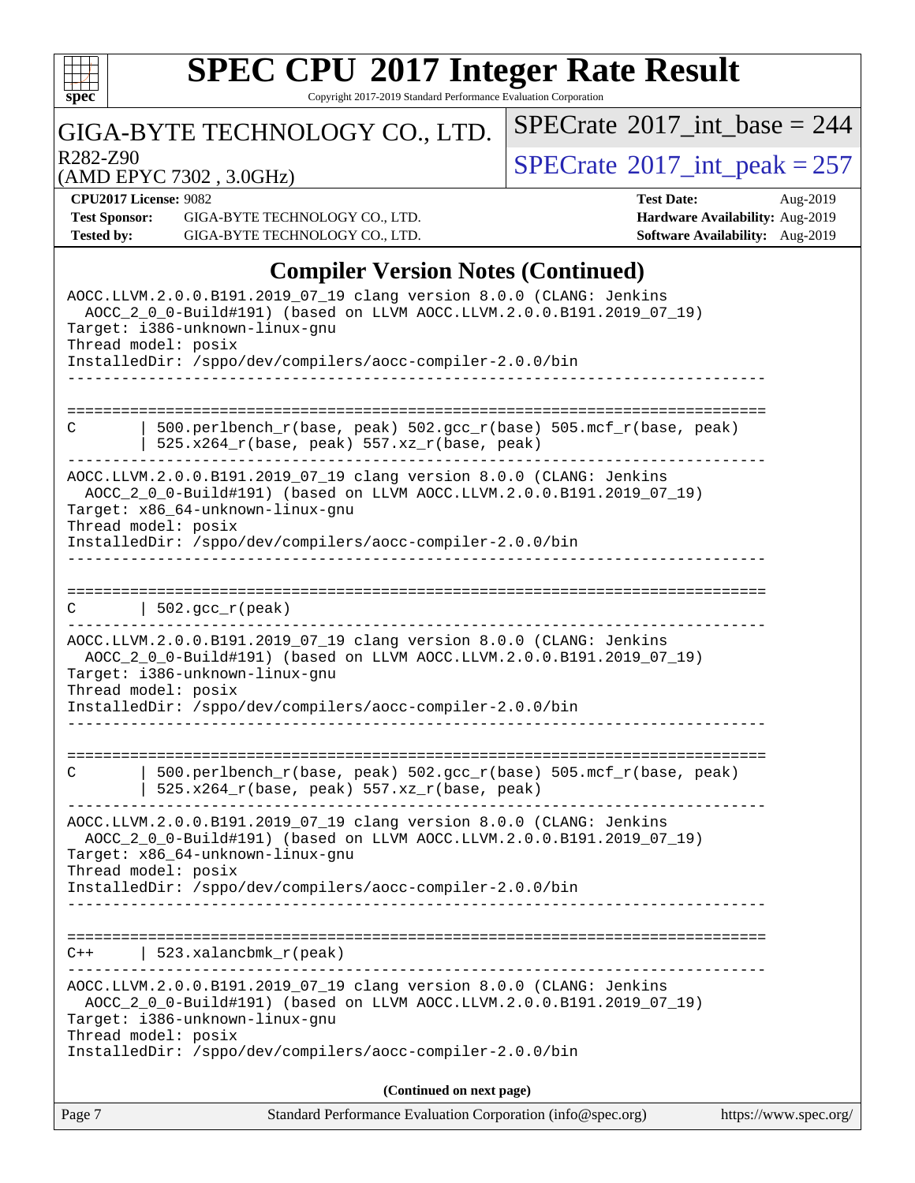## Compiler Version Notes (Continued)

```
AOCC.LLVM.2.0.0.B191.2019_07_19 clang version 8.0.0 (CLANG: Jenkins
  AOCC_2_0_0-Build#191) (based on LLVM AOCC.LLVM.2.0.0.B191.2019_07_19)
Target: i386-unknown-linux-gnu
Thread model: posix
InstalledDir: /sppo/dev/compilers/aocc-compiler-2.0.0/bin
------------------------------------------------------------------------------

==============================================================================
C       | 500.perlbench_r(base, peak) 502.gcc_r(base) 505.mcf_r(base, peak)
        | 525.x264_r(base, peak) 557.xz_r(base, peak)
------------------------------------------------------------------------------
AOCC.LLVM.2.0.0.B191.2019_07_19 clang version 8.0.0 (CLANG: Jenkins
  AOCC_2_0_0-Build#191) (based on LLVM AOCC.LLVM.2.0.0.B191.2019_07_19)
Target: x86_64-unknown-linux-gnu
Thread model: posix
InstalledDir: /sppo/dev/compilers/aocc-compiler-2.0.0/bin
------------------------------------------------------------------------------

==============================================================================
C       | 502.gcc_r(peak)
------------------------------------------------------------------------------
AOCC.LLVM.2.0.0.B191.2019_07_19 clang version 8.0.0 (CLANG: Jenkins
  AOCC_2_0_0-Build#191) (based on LLVM AOCC.LLVM.2.0.0.B191.2019_07_19)
Target: i386-unknown-linux-gnu
Thread model: posix
InstalledDir: /sppo/dev/compilers/aocc-compiler-2.0.0/bin
------------------------------------------------------------------------------

==============================================================================
C       | 500.perlbench_r(base, peak) 502.gcc_r(base) 505.mcf_r(base, peak)
        | 525.x264_r(base, peak) 557.xz_r(base, peak)
------------------------------------------------------------------------------
AOCC.LLVM.2.0.0.B191.2019_07_19 clang version 8.0.0 (CLANG: Jenkins
  AOCC_2_0_0-Build#191) (based on LLVM AOCC.LLVM.2.0.0.B191.2019_07_19)
Target: x86_64-unknown-linux-gnu
Thread model: posix
InstalledDir: /sppo/dev/compilers/aocc-compiler-2.0.0/bin
------------------------------------------------------------------------------

==============================================================================
C++     | 523.xalancbmk_r(peak)
------------------------------------------------------------------------------
AOCC.LLVM.2.0.0.B191.2019_07_19 clang version 8.0.0 (CLANG: Jenkins
  AOCC_2_0_0-Build#191) (based on LLVM AOCC.LLVM.2.0.0.B191.2019_07_19)
Target: i386-unknown-linux-gnu
Thread model: posix
InstalledDir: /sppo/dev/compilers/aocc-compiler-2.0.0/bin
```

**(Continued on next page)**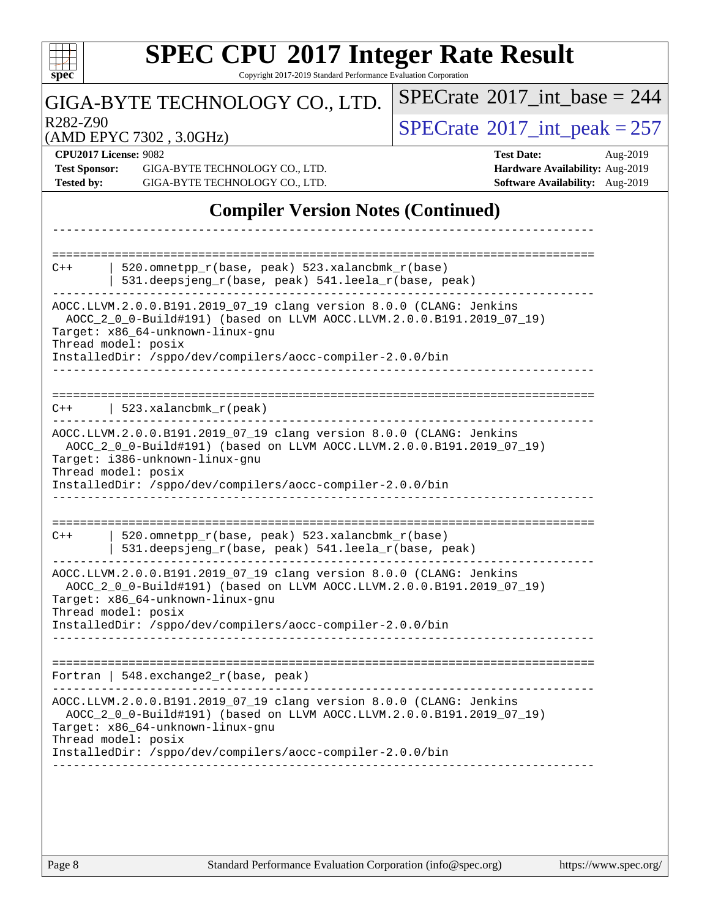# SPEC CPU 2017 Integer Rate Result

Copyright 2017-2019 Standard Performance Evaluation Corporation

GIGA-BYTE TECHNOLOGY CO., LTD.

R282-Z90
(AMD EPYC 7302 , 3.0GHz)

SPECrate 2017_int_base = 244

SPECrate 2017_int_peak = 257

**CPU2017 License:** 9082
**Test Sponsor:** GIGA-BYTE TECHNOLOGY CO., LTD.
**Tested by:** GIGA-BYTE TECHNOLOGY CO., LTD.

**Test Date:** Aug-2019
**Hardware Availability:** Aug-2019
**Software Availability:** Aug-2019

## Compiler Version Notes (Continued)

```
------------------------------------------------------------------------------

==============================================================================
C++       | 520.omnetpp_r(base, peak) 523.xalancbmk_r(base)
          | 531.deepsjeng_r(base, peak) 541.leela_r(base, peak)
------------------------------------------------------------------------------
AOCC.LLVM.2.0.0.B191.2019_07_19 clang version 8.0.0 (CLANG: Jenkins
  AOCC_2_0_0-Build#191) (based on LLVM AOCC.LLVM.2.0.0.B191.2019_07_19)
Target: x86_64-unknown-linux-gnu
Thread model: posix
InstalledDir: /sppo/dev/compilers/aocc-compiler-2.0.0/bin
------------------------------------------------------------------------------

==============================================================================
C++       | 523.xalancbmk_r(peak)
------------------------------------------------------------------------------
AOCC.LLVM.2.0.0.B191.2019_07_19 clang version 8.0.0 (CLANG: Jenkins
  AOCC_2_0_0-Build#191) (based on LLVM AOCC.LLVM.2.0.0.B191.2019_07_19)
Target: i386-unknown-linux-gnu
Thread model: posix
InstalledDir: /sppo/dev/compilers/aocc-compiler-2.0.0/bin
------------------------------------------------------------------------------

==============================================================================
C++       | 520.omnetpp_r(base, peak) 523.xalancbmk_r(base)
          | 531.deepsjeng_r(base, peak) 541.leela_r(base, peak)
------------------------------------------------------------------------------
AOCC.LLVM.2.0.0.B191.2019_07_19 clang version 8.0.0 (CLANG: Jenkins
  AOCC_2_0_0-Build#191) (based on LLVM AOCC.LLVM.2.0.0.B191.2019_07_19)
Target: x86_64-unknown-linux-gnu
Thread model: posix
InstalledDir: /sppo/dev/compilers/aocc-compiler-2.0.0/bin
------------------------------------------------------------------------------

==============================================================================
Fortran | 548.exchange2_r(base, peak)
------------------------------------------------------------------------------
AOCC.LLVM.2.0.0.B191.2019_07_19 clang version 8.0.0 (CLANG: Jenkins
  AOCC_2_0_0-Build#191) (based on LLVM AOCC.LLVM.2.0.0.B191.2019_07_19)
Target: x86_64-unknown-linux-gnu
Thread model: posix
InstalledDir: /sppo/dev/compilers/aocc-compiler-2.0.0/bin
------------------------------------------------------------------------------
```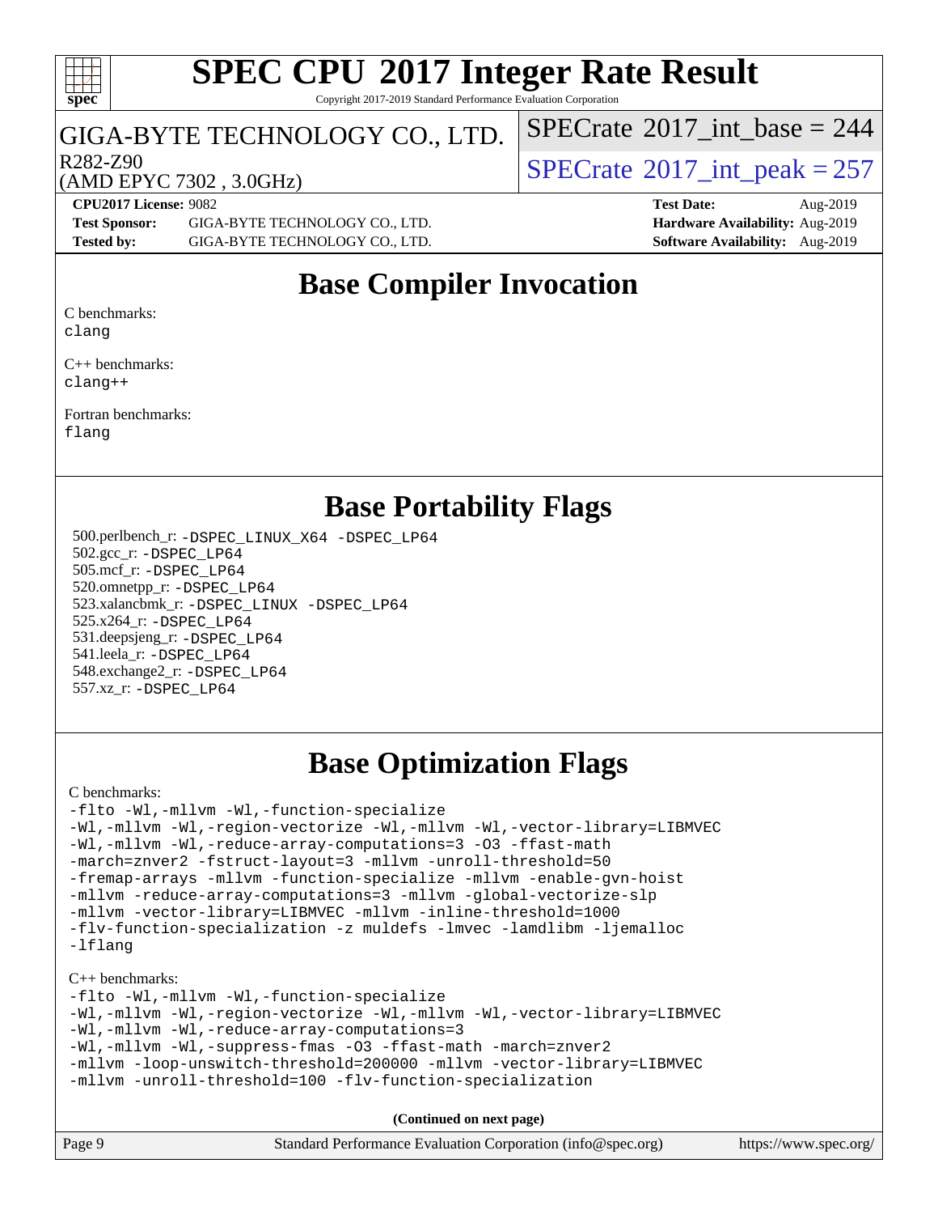# SPEC CPU 2017 Integer Rate Result

Copyright 2017-2019 Standard Performance Evaluation Corporation

**GIGA-BYTE TECHNOLOGY CO., LTD.**

R282-Z90

(AMD EPYC 7302 , 3.0GHz)

SPECrate 2017_int_base = 244

SPECrate 2017_int_peak = 257

| | | | |
|---|---|---|---|
| **CPU2017 License:** | 9082 | **Test Date:** | Aug-2019 |
| **Test Sponsor:** | GIGA-BYTE TECHNOLOGY CO., LTD. | **Hardware Availability:** | Aug-2019 |
| **Tested by:** | GIGA-BYTE TECHNOLOGY CO., LTD. | **Software Availability:** | Aug-2019 |

## Base Compiler Invocation

C benchmarks:
```
clang
```

C++ benchmarks:
```
clang++
```

Fortran benchmarks:
```
flang
```

## Base Portability Flags

500.perlbench_r: `-DSPEC_LINUX_X64 -DSPEC_LP64`
502.gcc_r: `-DSPEC_LP64`
505.mcf_r: `-DSPEC_LP64`
520.omnetpp_r: `-DSPEC_LP64`
523.xalancbmk_r: `-DSPEC_LINUX -DSPEC_LP64`
525.x264_r: `-DSPEC_LP64`
531.deepsjeng_r: `-DSPEC_LP64`
541.leela_r: `-DSPEC_LP64`
548.exchange2_r: `-DSPEC_LP64`
557.xz_r: `-DSPEC_LP64`

## Base Optimization Flags

C benchmarks:
```
-flto -Wl,-mllvm -Wl,-function-specialize
-Wl,-mllvm -Wl,-region-vectorize -Wl,-mllvm -Wl,-vector-library=LIBMVEC
-Wl,-mllvm -Wl,-reduce-array-computations=3 -O3 -ffast-math
-march=znver2 -fstruct-layout=3 -mllvm -unroll-threshold=50
-fremap-arrays -mllvm -function-specialize -mllvm -enable-gvn-hoist
-mllvm -reduce-array-computations=3 -mllvm -global-vectorize-slp
-mllvm -vector-library=LIBMVEC -mllvm -inline-threshold=1000
-flv-function-specialization -z muldefs -lmvec -lamdlibm -ljemalloc
-lflang
```

C++ benchmarks:
```
-flto -Wl,-mllvm -Wl,-function-specialize
-Wl,-mllvm -Wl,-region-vectorize -Wl,-mllvm -Wl,-vector-library=LIBMVEC
-Wl,-mllvm -Wl,-reduce-array-computations=3
-Wl,-mllvm -Wl,-suppress-fmas -O3 -ffast-math -march=znver2
-mllvm -loop-unswitch-threshold=200000 -mllvm -vector-library=LIBMVEC
-mllvm -unroll-threshold=100 -flv-function-specialization
```

**(Continued on next page)**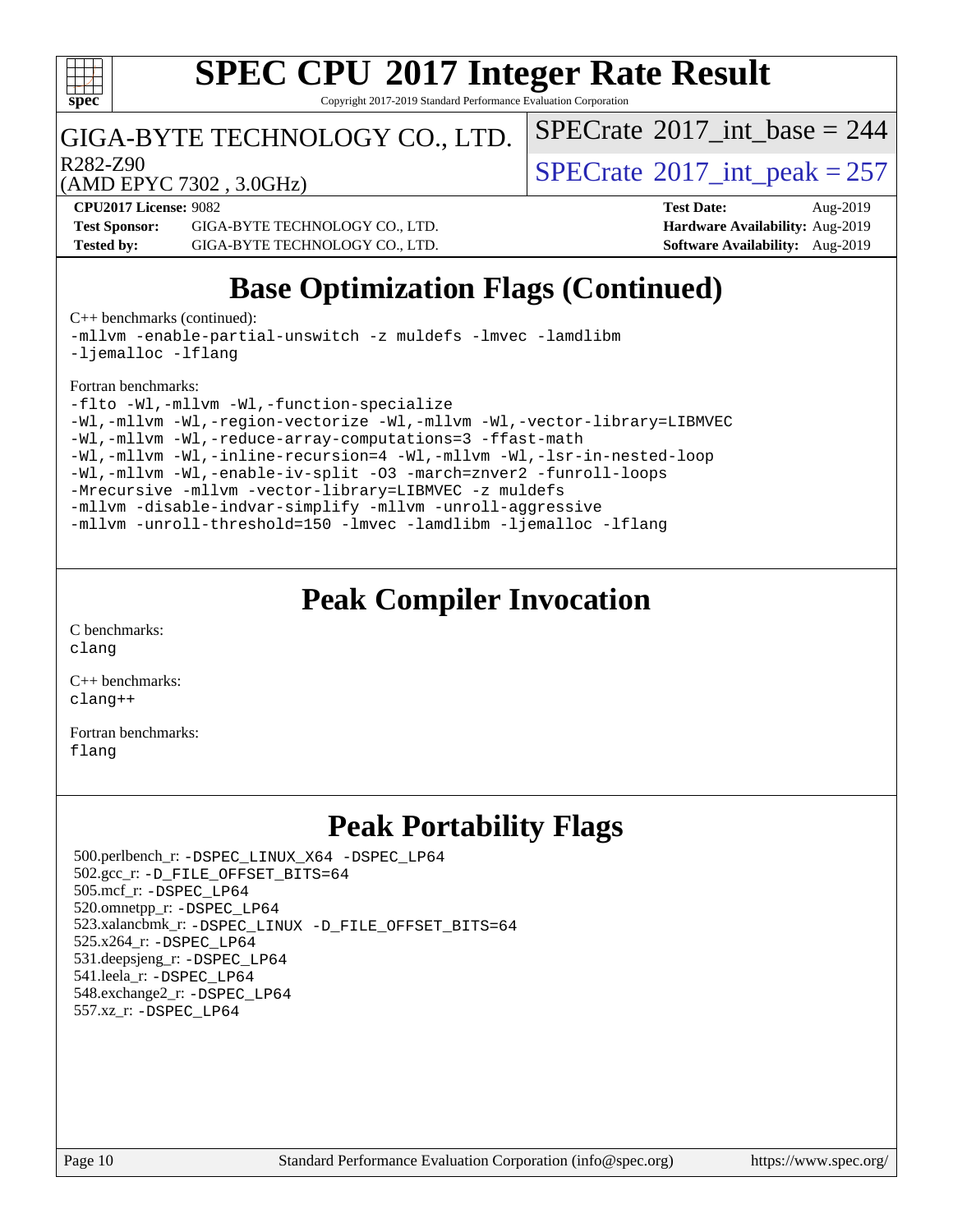# Base Optimization Flags (Continued)

C++ benchmarks (continued):

```
-mllvm -enable-partial-unswitch -z muldefs -lmvec -lamdlibm
-ljemalloc -lflang
```

Fortran benchmarks:

```
-flto -Wl,-mllvm -Wl,-function-specialize
-Wl,-mllvm -Wl,-region-vectorize -Wl,-mllvm -Wl,-vector-library=LIBMVEC
-Wl,-mllvm -Wl,-reduce-array-computations=3 -ffast-math
-Wl,-mllvm -Wl,-inline-recursion=4 -Wl,-mllvm -Wl,-lsr-in-nested-loop
-Wl,-mllvm -Wl,-enable-iv-split -O3 -march=znver2 -funroll-loops
-Mrecursive -mllvm -vector-library=LIBMVEC -z muldefs
-mllvm -disable-indvar-simplify -mllvm -unroll-aggressive
-mllvm -unroll-threshold=150 -lmvec -lamdlibm -ljemalloc -lflang
```

# Peak Compiler Invocation

C benchmarks:
`clang`

C++ benchmarks:
`clang++`

Fortran benchmarks:
`flang`

# Peak Portability Flags

500.perlbench_r: `-DSPEC_LINUX_X64 -DSPEC_LP64`
502.gcc_r: `-D_FILE_OFFSET_BITS=64`
505.mcf_r: `-DSPEC_LP64`
520.omnetpp_r: `-DSPEC_LP64`
523.xalancbmk_r: `-DSPEC_LINUX -D_FILE_OFFSET_BITS=64`
525.x264_r: `-DSPEC_LP64`
531.deepsjeng_r: `-DSPEC_LP64`
541.leela_r: `-DSPEC_LP64`
548.exchange2_r: `-DSPEC_LP64`
557.xz_r: `-DSPEC_LP64`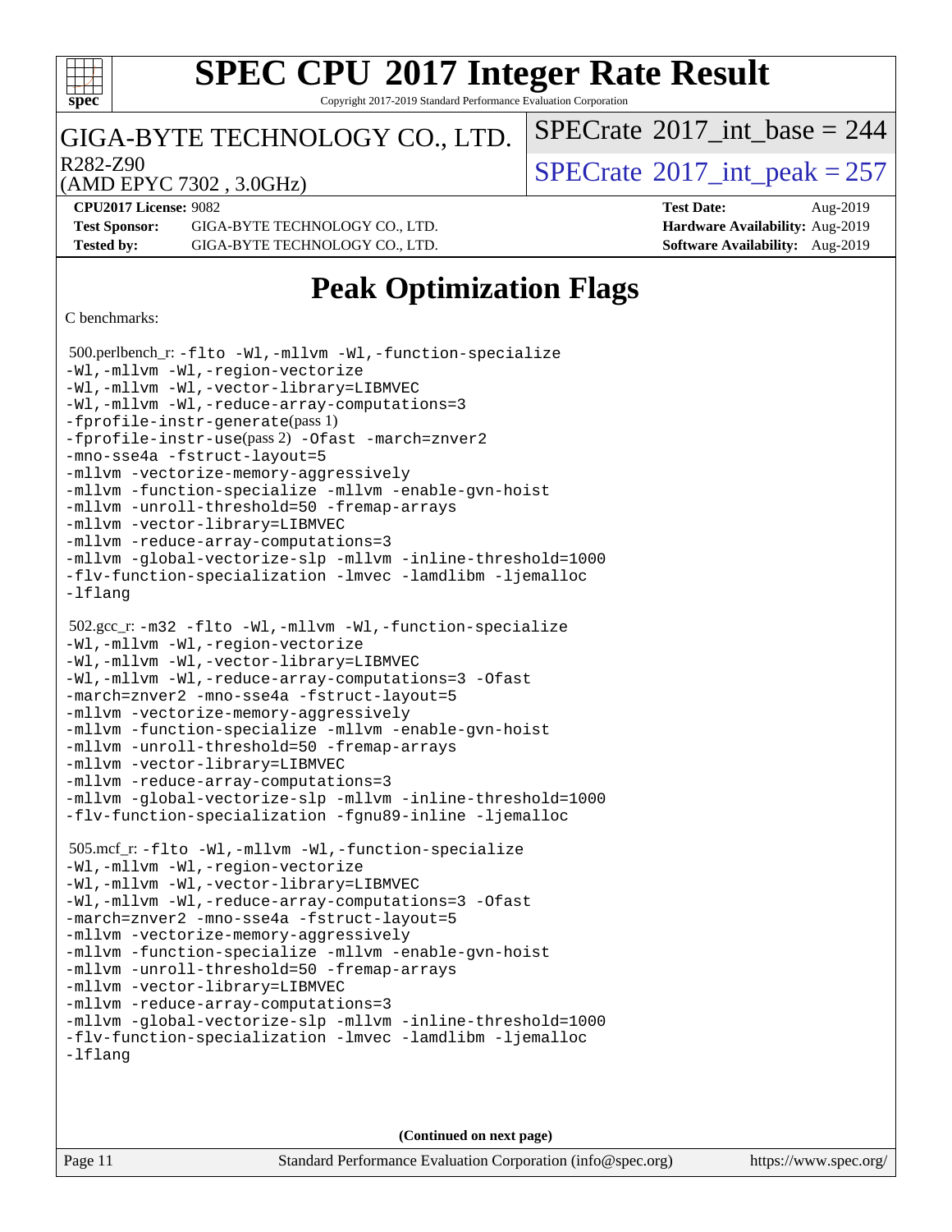# SPEC CPU 2017 Integer Rate Result

Copyright 2017-2019 Standard Performance Evaluation Corporation

GIGA-BYTE TECHNOLOGY CO., LTD.

R282-Z90

(AMD EPYC 7302 , 3.0GHz)

SPECrate 2017_int_base = 244

SPECrate 2017_int_peak = 257

**CPU2017 License:** 9082
**Test Sponsor:** GIGA-BYTE TECHNOLOGY CO., LTD.
**Tested by:** GIGA-BYTE TECHNOLOGY CO., LTD.

**Test Date:** Aug-2019
**Hardware Availability:** Aug-2019
**Software Availability:** Aug-2019

## Peak Optimization Flags

C benchmarks:

500.perlbench_r: -flto -Wl,-mllvm -Wl,-function-specialize
-Wl,-mllvm -Wl,-region-vectorize
-Wl,-mllvm -Wl,-vector-library=LIBMVEC
-Wl,-mllvm -Wl,-reduce-array-computations=3
-fprofile-instr-generate(pass 1)
-fprofile-instr-use(pass 2) -Ofast -march=znver2
-mno-sse4a -fstruct-layout=5
-mllvm -vectorize-memory-aggressively
-mllvm -function-specialize -mllvm -enable-gvn-hoist
-mllvm -unroll-threshold=50 -fremap-arrays
-mllvm -vector-library=LIBMVEC
-mllvm -reduce-array-computations=3
-mllvm -global-vectorize-slp -mllvm -inline-threshold=1000
-flv-function-specialization -lmvec -lamdlibm -ljemalloc
-lflang

502.gcc_r: -m32 -flto -Wl,-mllvm -Wl,-function-specialize
-Wl,-mllvm -Wl,-region-vectorize
-Wl,-mllvm -Wl,-vector-library=LIBMVEC
-Wl,-mllvm -Wl,-reduce-array-computations=3 -Ofast
-march=znver2 -mno-sse4a -fstruct-layout=5
-mllvm -vectorize-memory-aggressively
-mllvm -function-specialize -mllvm -enable-gvn-hoist
-mllvm -unroll-threshold=50 -fremap-arrays
-mllvm -vector-library=LIBMVEC
-mllvm -reduce-array-computations=3
-mllvm -global-vectorize-slp -mllvm -inline-threshold=1000
-flv-function-specialization -fgnu89-inline -ljemalloc

505.mcf_r: -flto -Wl,-mllvm -Wl,-function-specialize
-Wl,-mllvm -Wl,-region-vectorize
-Wl,-mllvm -Wl,-vector-library=LIBMVEC
-Wl,-mllvm -Wl,-reduce-array-computations=3 -Ofast
-march=znver2 -mno-sse4a -fstruct-layout=5
-mllvm -vectorize-memory-aggressively
-mllvm -function-specialize -mllvm -enable-gvn-hoist
-mllvm -unroll-threshold=50 -fremap-arrays
-mllvm -vector-library=LIBMVEC
-mllvm -reduce-array-computations=3
-mllvm -global-vectorize-slp -mllvm -inline-threshold=1000
-flv-function-specialization -lmvec -lamdlibm -ljemalloc
-lflang

**(Continued on next page)**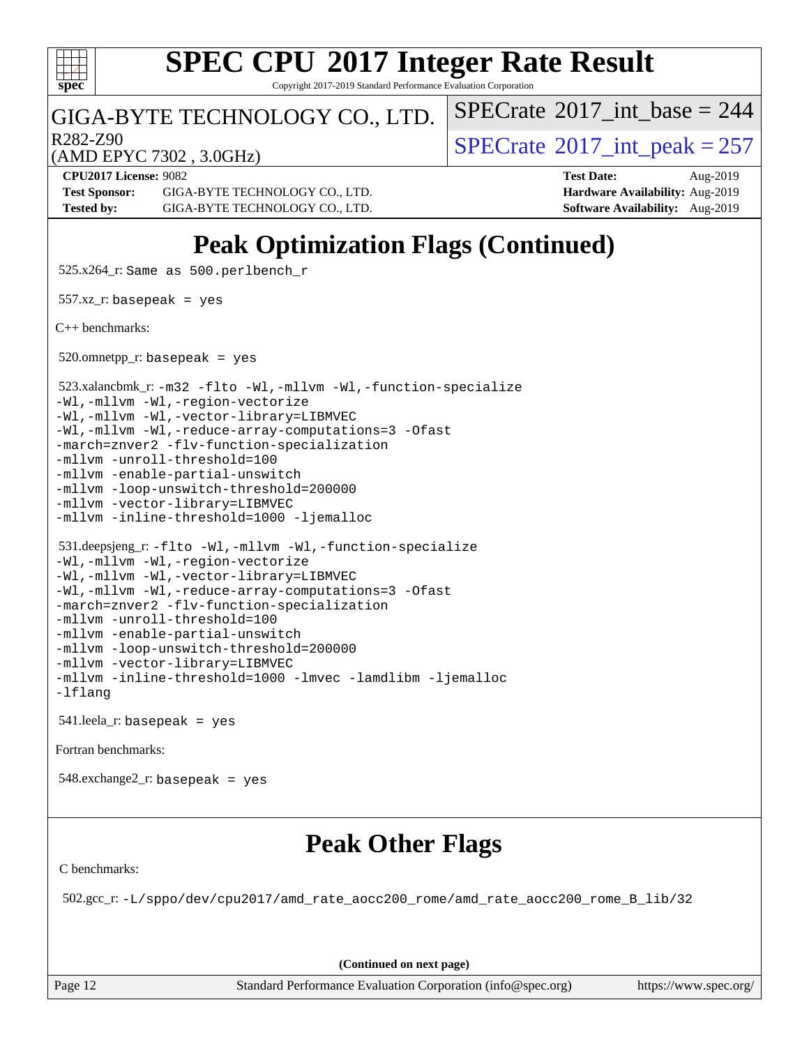# Peak Optimization Flags (Continued)

525.x264_r: `Same as 500.perlbench_r`

557.xz_r: `basepeak = yes`

C++ benchmarks:

520.omnetpp_r: `basepeak = yes`

523.xalancbmk_r:
```
-m32 -flto -Wl,-mllvm -Wl,-function-specialize
-Wl,-mllvm -Wl,-region-vectorize
-Wl,-mllvm -Wl,-vector-library=LIBMVEC
-Wl,-mllvm -Wl,-reduce-array-computations=3 -Ofast
-march=znver2 -flv-function-specialization
-mllvm -unroll-threshold=100
-mllvm -enable-partial-unswitch
-mllvm -loop-unswitch-threshold=200000
-mllvm -vector-library=LIBMVEC
-mllvm -inline-threshold=1000 -ljemalloc
```

531.deepsjeng_r:
```
-flto -Wl,-mllvm -Wl,-function-specialize
-Wl,-mllvm -Wl,-region-vectorize
-Wl,-mllvm -Wl,-vector-library=LIBMVEC
-Wl,-mllvm -Wl,-reduce-array-computations=3 -Ofast
-march=znver2 -flv-function-specialization
-mllvm -unroll-threshold=100
-mllvm -enable-partial-unswitch
-mllvm -loop-unswitch-threshold=200000
-mllvm -vector-library=LIBMVEC
-mllvm -inline-threshold=1000 -lmvec -lamdlibm -ljemalloc
-lflang
```

541.leela_r: `basepeak = yes`

Fortran benchmarks:

548.exchange2_r: `basepeak = yes`

# Peak Other Flags

C benchmarks:

502.gcc_r: `-L/sppo/dev/cpu2017/amd_rate_aocc200_rome/amd_rate_aocc200_rome_B_lib/32`

(Continued on next page)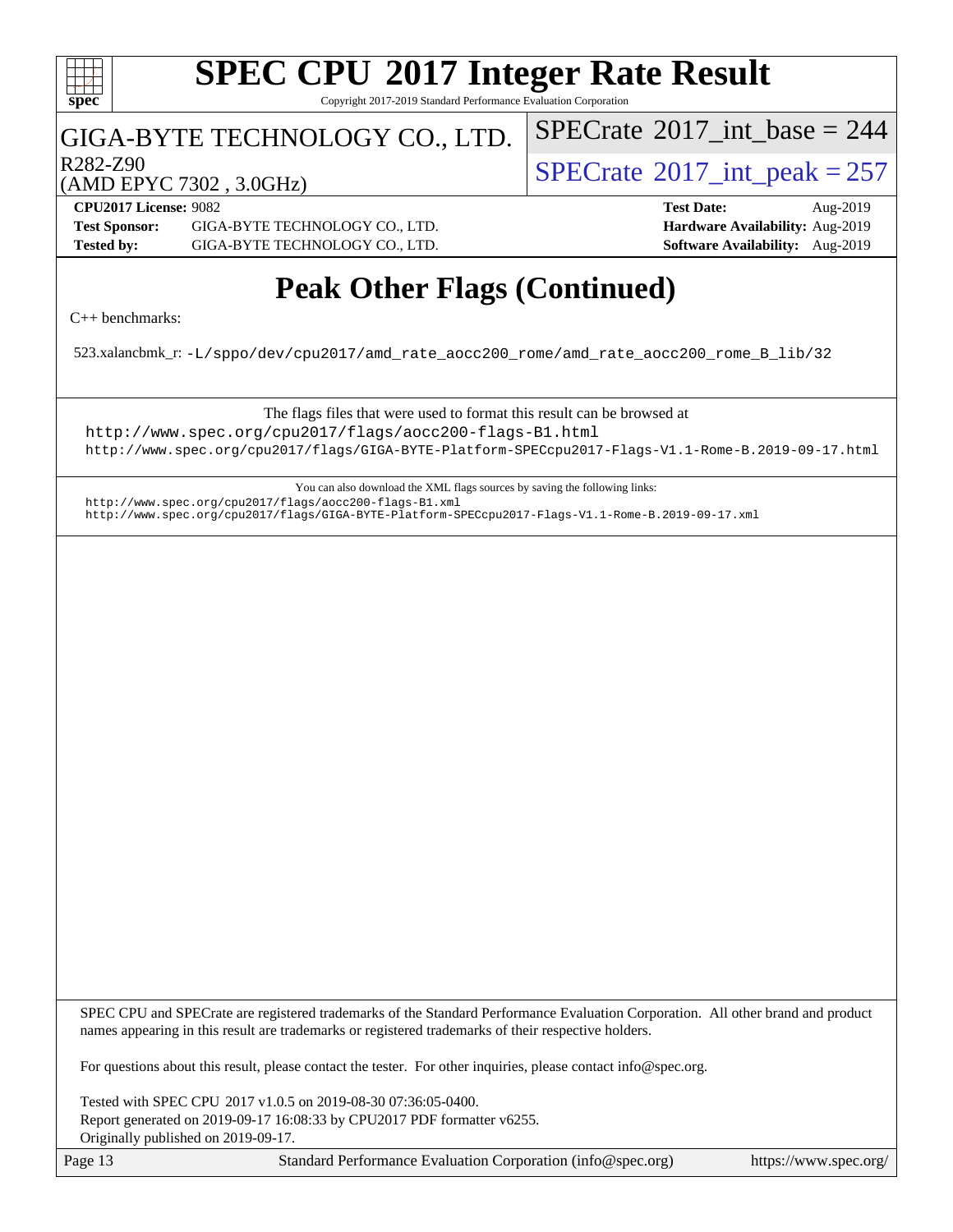# Peak Other Flags (Continued)

C++ benchmarks:

523.xalancbmk_r: -L/sppo/dev/cpu2017/amd_rate_aocc200_rome/amd_rate_aocc200_rome_B_lib/32

The flags files that were used to format this result can be browsed at
http://www.spec.org/cpu2017/flags/aocc200-flags-B1.html
http://www.spec.org/cpu2017/flags/GIGA-BYTE-Platform-SPECcpu2017-Flags-V1.1-Rome-B.2019-09-17.html

You can also download the XML flags sources by saving the following links:
http://www.spec.org/cpu2017/flags/aocc200-flags-B1.xml
http://www.spec.org/cpu2017/flags/GIGA-BYTE-Platform-SPECcpu2017-Flags-V1.1-Rome-B.2019-09-17.xml

SPEC CPU and SPECrate are registered trademarks of the Standard Performance Evaluation Corporation. All other brand and product names appearing in this result are trademarks or registered trademarks of their respective holders.

For questions about this result, please contact the tester. For other inquiries, please contact info@spec.org.

Tested with SPEC CPU 2017 v1.0.5 on 2019-08-30 07:36:05-0400.
Report generated on 2019-09-17 16:08:33 by CPU2017 PDF formatter v6255.
Originally published on 2019-09-17.